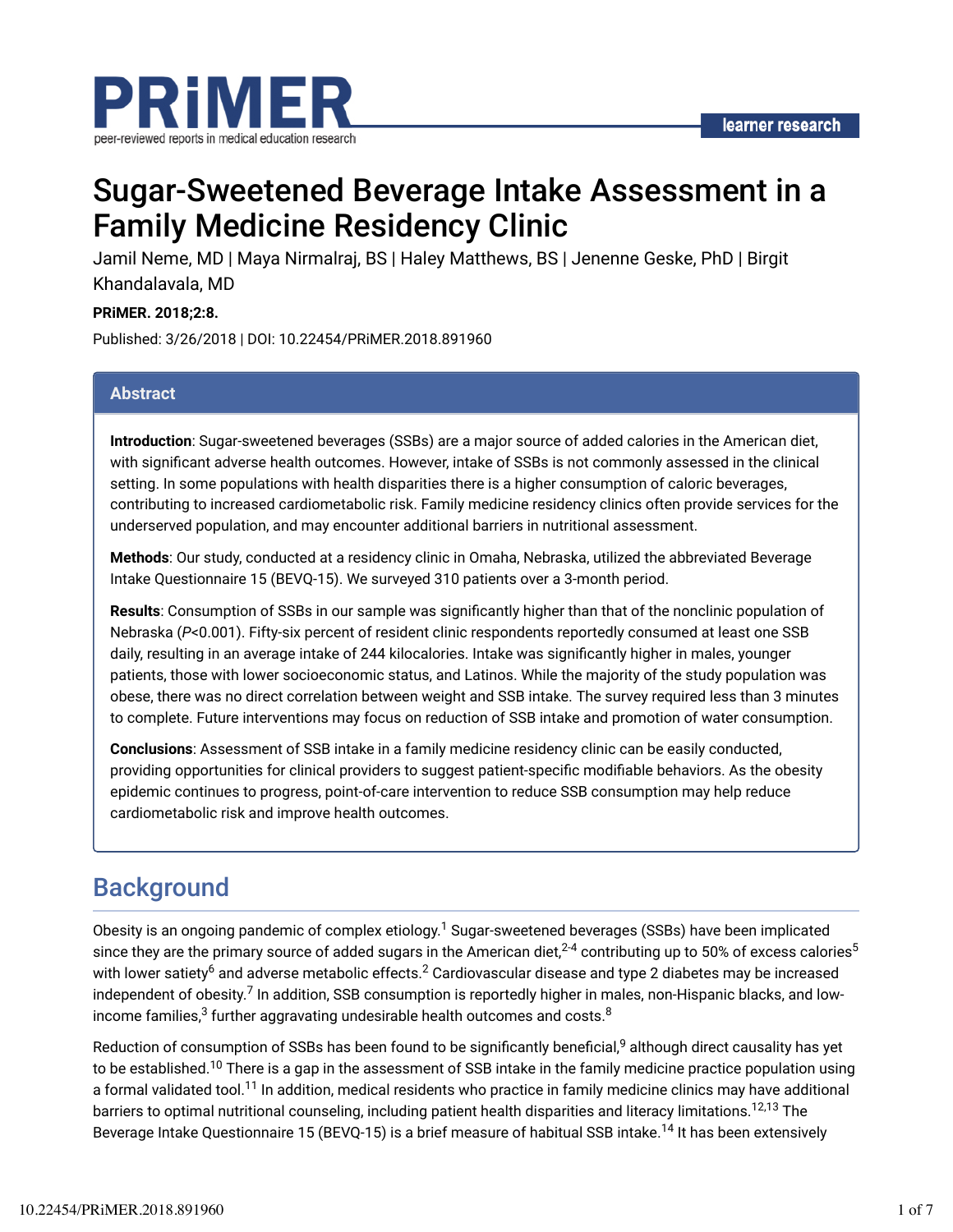# Sugar-Sweetened Beverage Intake Assessment in a Family Medicine Residency Clinic

Jamil Neme, MD | Maya Nirmalraj, BS | Haley Matthews, BS | Jenenne Geske, PhD | Birgit Khandalavala, MD

**PRiMER. 2018;2:8.**

Published: 3/26/2018 | DOI: 10.22454/PRiMER.2018.891960

## Abstract

**Introduction**: Sugar-sweetened beverages (SSBs) are a major source of added calories in the American diet, with significant adverse health outcomes. However, intake of SSBs is not commonly assessed in the clinical setting. In some populations with health disparities there is a higher consumption of caloric beverages, contributing to increased cardiometabolic risk. Family medicine residency clinics often provide services for the underserved population, and may encounter additional barriers in nutritional assessment.

**Methods**: Our study, conducted at a residency clinic in Omaha, Nebraska, utilized the abbreviated Beverage Intake Questionnaire 15 (BEVQ-15). We surveyed 310 patients over a 3-month period.

**Results**: Consumption of SSBs in our sample was significantly higher than that of the nonclinic population of Nebraska ($P$<0.001). Fifty-six percent of resident clinic respondents reportedly consumed at least one SSB daily, resulting in an average intake of 244 kilocalories. Intake was significantly higher in males, younger patients, those with lower socioeconomic status, and Latinos. While the majority of the study population was obese, there was no direct correlation between weight and SSB intake. The survey required less than 3 minutes to complete. Future interventions may focus on reduction of SSB intake and promotion of water consumption.

**Conclusions**: Assessment of SSB intake in a family medicine residency clinic can be easily conducted, providing opportunities for clinical providers to suggest patient-specific modifiable behaviors. As the obesity epidemic continues to progress, point-of-care intervention to reduce SSB consumption may help reduce cardiometabolic risk and improve health outcomes.

## Background

Obesity is an ongoing pandemic of complex etiology.[1] Sugar-sweetened beverages (SSBs) have been implicated since they are the primary source of added sugars in the American diet,[2-4] contributing up to 50% of excess calories[5] with lower satiety[6] and adverse metabolic effects.[2] Cardiovascular disease and type 2 diabetes may be increased independent of obesity.[7] In addition, SSB consumption is reportedly higher in males, non-Hispanic blacks, and low-income families,[3] further aggravating undesirable health outcomes and costs.[8]

Reduction of consumption of SSBs has been found to be significantly beneficial,[9] although direct causality has yet to be established.[10] There is a gap in the assessment of SSB intake in the family medicine practice population using a formal validated tool.[11] In addition, medical residents who practice in family medicine clinics may have additional barriers to optimal nutritional counseling, including patient health disparities and literacy limitations.[12,13] The Beverage Intake Questionnaire 15 (BEVQ-15) is a brief measure of habitual SSB intake.[14] It has been extensively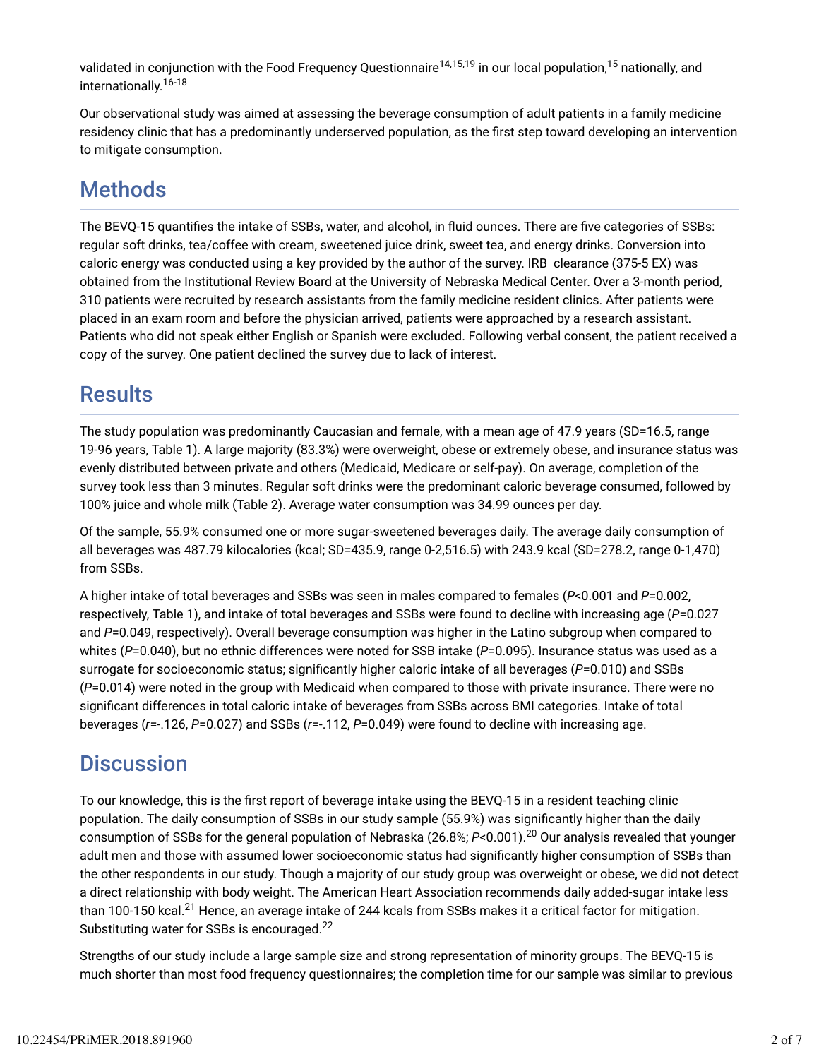validated in conjunction with the Food Frequency Questionnaire[14,15,19] in our local population,[15] nationally, and internationally.[16-18]

Our observational study was aimed at assessing the beverage consumption of adult patients in a family medicine residency clinic that has a predominantly underserved population, as the first step toward developing an intervention to mitigate consumption.

## Methods

The BEVQ-15 quantifies the intake of SSBs, water, and alcohol, in fluid ounces. There are five categories of SSBs: regular soft drinks, tea/coffee with cream, sweetened juice drink, sweet tea, and energy drinks. Conversion into caloric energy was conducted using a key provided by the author of the survey. IRB clearance (375-5 EX) was obtained from the Institutional Review Board at the University of Nebraska Medical Center. Over a 3-month period, 310 patients were recruited by research assistants from the family medicine resident clinics. After patients were placed in an exam room and before the physician arrived, patients were approached by a research assistant. Patients who did not speak either English or Spanish were excluded. Following verbal consent, the patient received a copy of the survey. One patient declined the survey due to lack of interest.

## Results

The study population was predominantly Caucasian and female, with a mean age of 47.9 years (SD=16.5, range 19-96 years, Table 1). A large majority (83.3%) were overweight, obese or extremely obese, and insurance status was evenly distributed between private and others (Medicaid, Medicare or self-pay). On average, completion of the survey took less than 3 minutes. Regular soft drinks were the predominant caloric beverage consumed, followed by 100% juice and whole milk (Table 2). Average water consumption was 34.99 ounces per day.

Of the sample, 55.9% consumed one or more sugar-sweetened beverages daily. The average daily consumption of all beverages was 487.79 kilocalories (kcal; SD=435.9, range 0-2,516.5) with 243.9 kcal (SD=278.2, range 0-1,470) from SSBs.

A higher intake of total beverages and SSBs was seen in males compared to females ($P$<0.001 and $P$=0.002, respectively, Table 1), and intake of total beverages and SSBs were found to decline with increasing age ($P$=0.027 and $P$=0.049, respectively). Overall beverage consumption was higher in the Latino subgroup when compared to whites ($P$=0.040), but no ethnic differences were noted for SSB intake ($P$=0.095). Insurance status was used as a surrogate for socioeconomic status; significantly higher caloric intake of all beverages ($P$=0.010) and SSBs ($P$=0.014) were noted in the group with Medicaid when compared to those with private insurance. There were no significant differences in total caloric intake of beverages from SSBs across BMI categories. Intake of total beverages ($r$=-.126, $P$=0.027) and SSBs ($r$=-.112, $P$=0.049) were found to decline with increasing age.

## Discussion

To our knowledge, this is the first report of beverage intake using the BEVQ-15 in a resident teaching clinic population. The daily consumption of SSBs in our study sample (55.9%) was significantly higher than the daily consumption of SSBs for the general population of Nebraska (26.8%; $P$<0.001).[20] Our analysis revealed that younger adult men and those with assumed lower socioeconomic status had significantly higher consumption of SSBs than the other respondents in our study. Though a majority of our study group was overweight or obese, we did not detect a direct relationship with body weight. The American Heart Association recommends daily added-sugar intake less than 100-150 kcal.[21] Hence, an average intake of 244 kcals from SSBs makes it a critical factor for mitigation. Substituting water for SSBs is encouraged.[22]

Strengths of our study include a large sample size and strong representation of minority groups. The BEVQ-15 is much shorter than most food frequency questionnaires; the completion time for our sample was similar to previous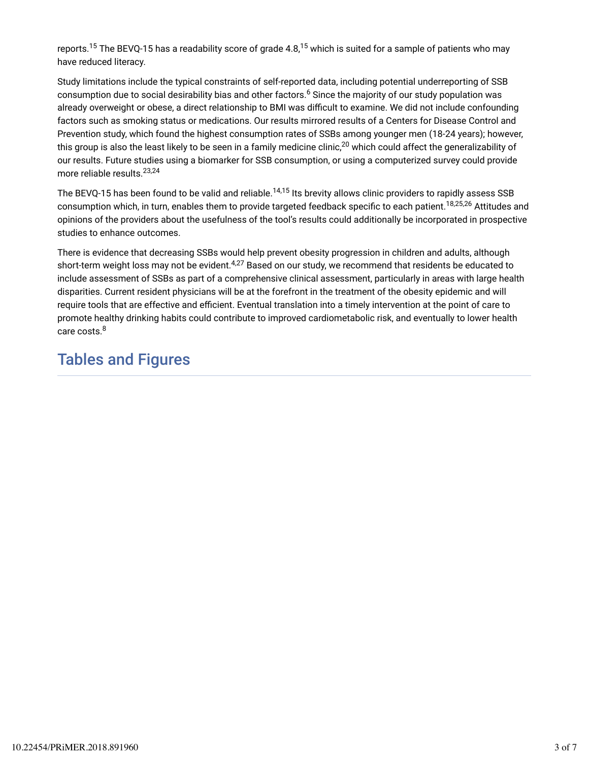reports.[15] The BEVQ-15 has a readability score of grade 4.8,[15] which is suited for a sample of patients who may have reduced literacy.

Study limitations include the typical constraints of self-reported data, including potential underreporting of SSB consumption due to social desirability bias and other factors.[6] Since the majority of our study population was already overweight or obese, a direct relationship to BMI was difficult to examine. We did not include confounding factors such as smoking status or medications. Our results mirrored results of a Centers for Disease Control and Prevention study, which found the highest consumption rates of SSBs among younger men (18-24 years); however, this group is also the least likely to be seen in a family medicine clinic,[20] which could affect the generalizability of our results. Future studies using a biomarker for SSB consumption, or using a computerized survey could provide more reliable results.[23,24]

The BEVQ-15 has been found to be valid and reliable.[14,15] Its brevity allows clinic providers to rapidly assess SSB consumption which, in turn, enables them to provide targeted feedback specific to each patient.[18,25,26] Attitudes and opinions of the providers about the usefulness of the tool's results could additionally be incorporated in prospective studies to enhance outcomes.

There is evidence that decreasing SSBs would help prevent obesity progression in children and adults, although short-term weight loss may not be evident.[4,27] Based on our study, we recommend that residents be educated to include assessment of SSBs as part of a comprehensive clinical assessment, particularly in areas with large health disparities. Current resident physicians will be at the forefront in the treatment of the obesity epidemic and will require tools that are effective and efficient. Eventual translation into a timely intervention at the point of care to promote healthy drinking habits could contribute to improved cardiometabolic risk, and eventually to lower health care costs.[8]

## Tables and Figures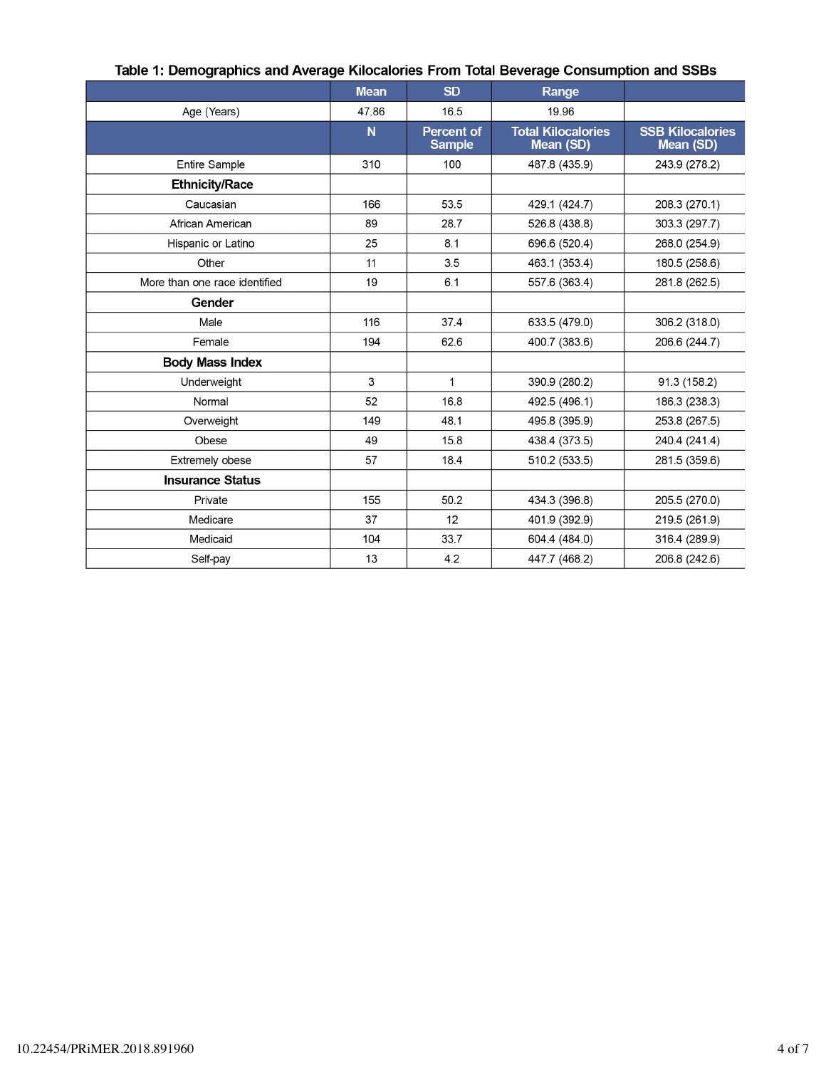**Table 1: Demographics and Average Kilocalories From Total Beverage Consumption and SSBs**

| | Mean | SD | Range | |
|---|---|---|---|---|
| Age (Years) | 47.86 | 16.5 | 19.96 | |
| | **N** | **Percent of Sample** | **Total Kilocalories Mean (SD)** | **SSB Kilocalories Mean (SD)** |
| Entire Sample | 310 | 100 | 487.8 (435.9) | 243.9 (278.2) |
| **Ethnicity/Race** | | | | |
| Caucasian | 166 | 53.5 | 429.1 (424.7) | 208.3 (270.1) |
| African American | 89 | 28.7 | 526.8 (438.8) | 303.3 (297.7) |
| Hispanic or Latino | 25 | 8.1 | 696.6 (520.4) | 268.0 (254.9) |
| Other | 11 | 3.5 | 463.1 (353.4) | 180.5 (258.6) |
| More than one race identified | 19 | 6.1 | 557.6 (363.4) | 281.8 (262.5) |
| **Gender** | | | | |
| Male | 116 | 37.4 | 633.5 (479.0) | 306.2 (318.0) |
| Female | 194 | 62.6 | 400.7 (383.6) | 206.6 (244.7) |
| **Body Mass Index** | | | | |
| Underweight | 3 | 1 | 390.9 (280.2) | 91.3 (158.2) |
| Normal | 52 | 16.8 | 492.5 (496.1) | 186.3 (238.3) |
| Overweight | 149 | 48.1 | 495.8 (395.9) | 253.8 (267.5) |
| Obese | 49 | 15.8 | 438.4 (373.5) | 240.4 (241.4) |
| Extremely obese | 57 | 18.4 | 510.2 (533.5) | 281.5 (359.6) |
| **Insurance Status** | | | | |
| Private | 155 | 50.2 | 434.3 (396.8) | 205.5 (270.0) |
| Medicare | 37 | 12 | 401.9 (392.9) | 219.5 (261.9) |
| Medicaid | 104 | 33.7 | 604.4 (484.0) | 316.4 (289.9) |
| Self-pay | 13 | 4.2 | 447.7 (468.2) | 206.8 (242.6) |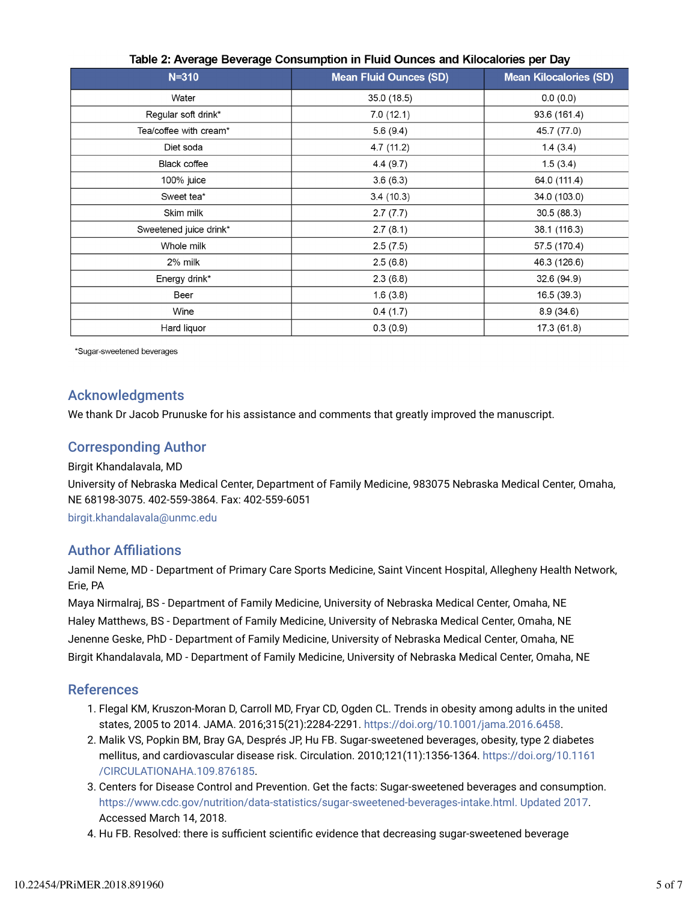Table 2: Average Beverage Consumption in Fluid Ounces and Kilocalories per Day

| N=310 | Mean Fluid Ounces (SD) | Mean Kilocalories (SD) |
|---|---|---|
| Water | 35.0 (18.5) | 0.0 (0.0) |
| Regular soft drink* | 7.0 (12.1) | 93.6 (161.4) |
| Tea/coffee with cream* | 5.6 (9.4) | 45.7 (77.0) |
| Diet soda | 4.7 (11.2) | 1.4 (3.4) |
| Black coffee | 4.4 (9.7) | 1.5 (3.4) |
| 100% juice | 3.6 (6.3) | 64.0 (111.4) |
| Sweet tea* | 3.4 (10.3) | 34.0 (103.0) |
| Skim milk | 2.7 (7.7) | 30.5 (88.3) |
| Sweetened juice drink* | 2.7 (8.1) | 38.1 (116.3) |
| Whole milk | 2.5 (7.5) | 57.5 (170.4) |
| 2% milk | 2.5 (6.8) | 46.3 (126.6) |
| Energy drink* | 2.3 (6.8) | 32.6 (94.9) |
| Beer | 1.6 (3.8) | 16.5 (39.3) |
| Wine | 0.4 (1.7) | 8.9 (34.6) |
| Hard liquor | 0.3 (0.9) | 17.3 (61.8) |

*Sugar-sweetened beverages

## Acknowledgments

We thank Dr Jacob Prunuske for his assistance and comments that greatly improved the manuscript.

## Corresponding Author

Birgit Khandalavala, MD

University of Nebraska Medical Center, Department of Family Medicine, 983075 Nebraska Medical Center, Omaha, NE 68198-3075. 402-559-3864. Fax: 402-559-6051

birgit.khandalavala@unmc.edu

## Author Affiliations

Jamil Neme, MD - Department of Primary Care Sports Medicine, Saint Vincent Hospital, Allegheny Health Network, Erie, PA

Maya Nirmalraj, BS - Department of Family Medicine, University of Nebraska Medical Center, Omaha, NE

Haley Matthews, BS - Department of Family Medicine, University of Nebraska Medical Center, Omaha, NE

Jenenne Geske, PhD - Department of Family Medicine, University of Nebraska Medical Center, Omaha, NE

Birgit Khandalavala, MD - Department of Family Medicine, University of Nebraska Medical Center, Omaha, NE

## References

1. Flegal KM, Kruszon-Moran D, Carroll MD, Fryar CD, Ogden CL. Trends in obesity among adults in the united states, 2005 to 2014. JAMA. 2016;315(21):2284-2291. https://doi.org/10.1001/jama.2016.6458.
2. Malik VS, Popkin BM, Bray GA, Després JP, Hu FB. Sugar-sweetened beverages, obesity, type 2 diabetes mellitus, and cardiovascular disease risk. Circulation. 2010;121(11):1356-1364. https://doi.org/10.1161/CIRCULATIONAHA.109.876185.
3. Centers for Disease Control and Prevention. Get the facts: Sugar-sweetened beverages and consumption. https://www.cdc.gov/nutrition/data-statistics/sugar-sweetened-beverages-intake.html. Updated 2017. Accessed March 14, 2018.
4. Hu FB. Resolved: there is sufficient scientific evidence that decreasing sugar-sweetened beverage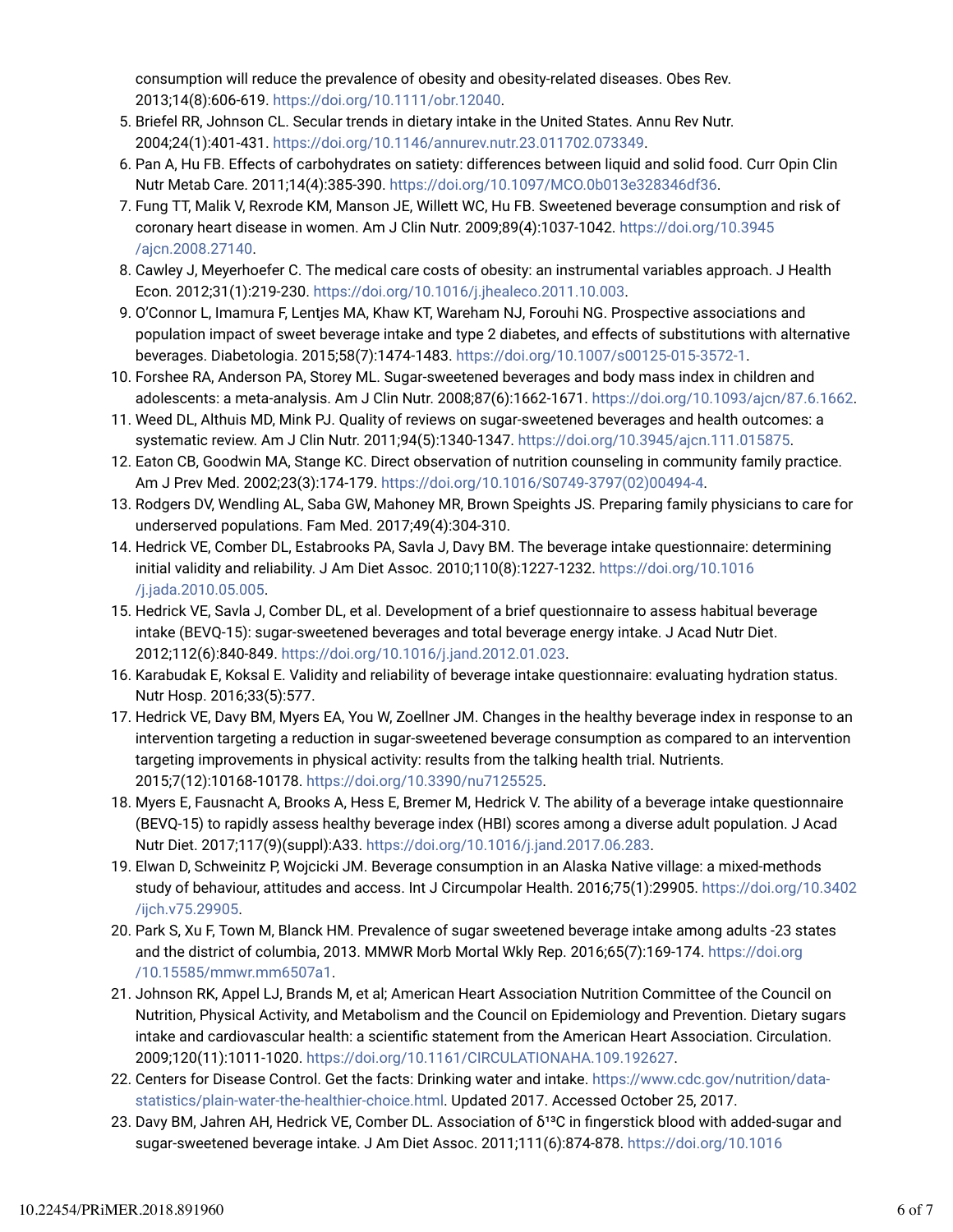consumption will reduce the prevalence of obesity and obesity-related diseases. Obes Rev. 2013;14(8):606-619. https://doi.org/10.1111/obr.12040.

5. Briefel RR, Johnson CL. Secular trends in dietary intake in the United States. Annu Rev Nutr. 2004;24(1):401-431. https://doi.org/10.1146/annurev.nutr.23.011702.073349.
6. Pan A, Hu FB. Effects of carbohydrates on satiety: differences between liquid and solid food. Curr Opin Clin Nutr Metab Care. 2011;14(4):385-390. https://doi.org/10.1097/MCO.0b013e328346df36.
7. Fung TT, Malik V, Rexrode KM, Manson JE, Willett WC, Hu FB. Sweetened beverage consumption and risk of coronary heart disease in women. Am J Clin Nutr. 2009;89(4):1037-1042. https://doi.org/10.3945/ajcn.2008.27140.
8. Cawley J, Meyerhoefer C. The medical care costs of obesity: an instrumental variables approach. J Health Econ. 2012;31(1):219-230. https://doi.org/10.1016/j.jhealeco.2011.10.003.
9. O'Connor L, Imamura F, Lentjes MA, Khaw KT, Wareham NJ, Forouhi NG. Prospective associations and population impact of sweet beverage intake and type 2 diabetes, and effects of substitutions with alternative beverages. Diabetologia. 2015;58(7):1474-1483. https://doi.org/10.1007/s00125-015-3572-1.
10. Forshee RA, Anderson PA, Storey ML. Sugar-sweetened beverages and body mass index in children and adolescents: a meta-analysis. Am J Clin Nutr. 2008;87(6):1662-1671. https://doi.org/10.1093/ajcn/87.6.1662.
11. Weed DL, Althuis MD, Mink PJ. Quality of reviews on sugar-sweetened beverages and health outcomes: a systematic review. Am J Clin Nutr. 2011;94(5):1340-1347. https://doi.org/10.3945/ajcn.111.015875.
12. Eaton CB, Goodwin MA, Stange KC. Direct observation of nutrition counseling in community family practice. Am J Prev Med. 2002;23(3):174-179. https://doi.org/10.1016/S0749-3797(02)00494-4.
13. Rodgers DV, Wendling AL, Saba GW, Mahoney MR, Brown Speights JS. Preparing family physicians to care for underserved populations. Fam Med. 2017;49(4):304-310.
14. Hedrick VE, Comber DL, Estabrooks PA, Savla J, Davy BM. The beverage intake questionnaire: determining initial validity and reliability. J Am Diet Assoc. 2010;110(8):1227-1232. https://doi.org/10.1016/j.jada.2010.05.005.
15. Hedrick VE, Savla J, Comber DL, et al. Development of a brief questionnaire to assess habitual beverage intake (BEVQ-15): sugar-sweetened beverages and total beverage energy intake. J Acad Nutr Diet. 2012;112(6):840-849. https://doi.org/10.1016/j.jand.2012.01.023.
16. Karabudak E, Koksal E. Validity and reliability of beverage intake questionnaire: evaluating hydration status. Nutr Hosp. 2016;33(5):577.
17. Hedrick VE, Davy BM, Myers EA, You W, Zoellner JM. Changes in the healthy beverage index in response to an intervention targeting a reduction in sugar-sweetened beverage consumption as compared to an intervention targeting improvements in physical activity: results from the talking health trial. Nutrients. 2015;7(12):10168-10178. https://doi.org/10.3390/nu7125525.
18. Myers E, Fausnacht A, Brooks A, Hess E, Bremer M, Hedrick V. The ability of a beverage intake questionnaire (BEVQ-15) to rapidly assess healthy beverage index (HBI) scores among a diverse adult population. J Acad Nutr Diet. 2017;117(9)(suppl):A33. https://doi.org/10.1016/j.jand.2017.06.283.
19. Elwan D, Schweinitz P, Wojcicki JM. Beverage consumption in an Alaska Native village: a mixed-methods study of behaviour, attitudes and access. Int J Circumpolar Health. 2016;75(1):29905. https://doi.org/10.3402/ijch.v75.29905.
20. Park S, Xu F, Town M, Blanck HM. Prevalence of sugar sweetened beverage intake among adults -23 states and the district of columbia, 2013. MMWR Morb Mortal Wkly Rep. 2016;65(7):169-174. https://doi.org/10.15585/mmwr.mm6507a1.
21. Johnson RK, Appel LJ, Brands M, et al; American Heart Association Nutrition Committee of the Council on Nutrition, Physical Activity, and Metabolism and the Council on Epidemiology and Prevention. Dietary sugars intake and cardiovascular health: a scientific statement from the American Heart Association. Circulation. 2009;120(11):1011-1020. https://doi.org/10.1161/CIRCULATIONAHA.109.192627.
22. Centers for Disease Control. Get the facts: Drinking water and intake. https://www.cdc.gov/nutrition/data-statistics/plain-water-the-healthier-choice.html. Updated 2017. Accessed October 25, 2017.
23. Davy BM, Jahren AH, Hedrick VE, Comber DL. Association of $\delta^{13}C$ in fingerstick blood with added-sugar and sugar-sweetened beverage intake. J Am Diet Assoc. 2011;111(6):874-878. https://doi.org/10.1016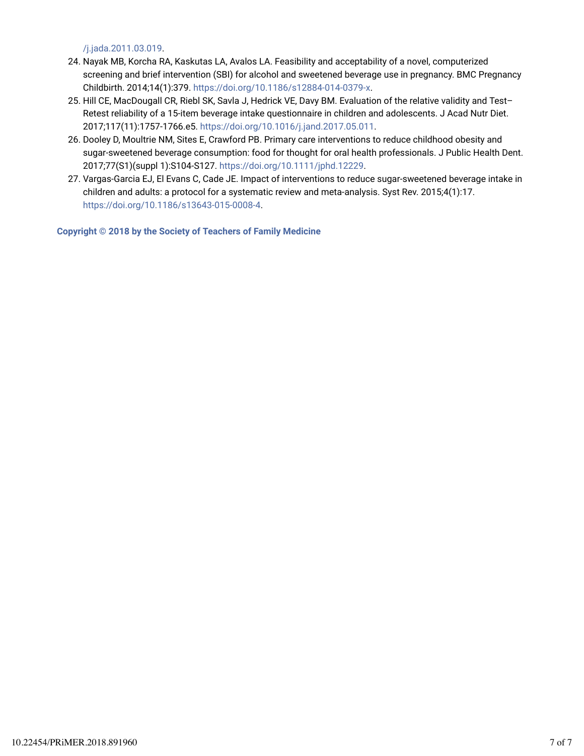/j.jada.2011.03.019.

24. Nayak MB, Korcha RA, Kaskutas LA, Avalos LA. Feasibility and acceptability of a novel, computerized screening and brief intervention (SBI) for alcohol and sweetened beverage use in pregnancy. BMC Pregnancy Childbirth. 2014;14(1):379. https://doi.org/10.1186/s12884-014-0379-x.
25. Hill CE, MacDougall CR, Riebl SK, Savla J, Hedrick VE, Davy BM. Evaluation of the relative validity and Test–Retest reliability of a 15-item beverage intake questionnaire in children and adolescents. J Acad Nutr Diet. 2017;117(11):1757-1766.e5. https://doi.org/10.1016/j.jand.2017.05.011.
26. Dooley D, Moultrie NM, Sites E, Crawford PB. Primary care interventions to reduce childhood obesity and sugar-sweetened beverage consumption: food for thought for oral health professionals. J Public Health Dent. 2017;77(S1)(suppl 1):S104-S127. https://doi.org/10.1111/jphd.12229.
27. Vargas-Garcia EJ, El Evans C, Cade JE. Impact of interventions to reduce sugar-sweetened beverage intake in children and adults: a protocol for a systematic review and meta-analysis. Syst Rev. 2015;4(1):17. https://doi.org/10.1186/s13643-015-0008-4.

**Copyright © 2018 by the Society of Teachers of Family Medicine**